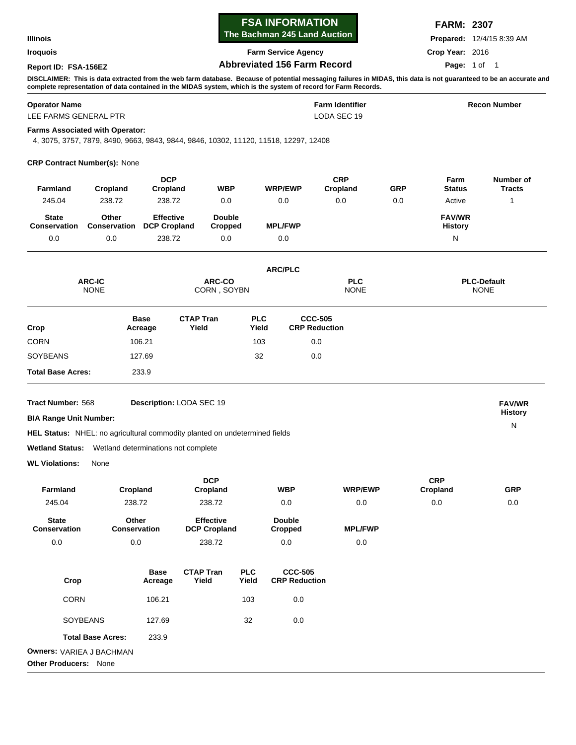**Illinois**

**Iroquois**

**Report ID: FSA-156EZ**

# FSA INFORMATION
**The Bachman 245 Land Auction**

**Farm Service Agency**

## Abbreviated 156 Farm Record

**FARM: 2307**

**Prepared:** 12/4/15 8:39 AM

**Crop Year:** 2016

**DISCLAIMER: This is data extracted from the web farm database. Because of potential messaging failures in MIDAS, this data is not guaranteed to be an accurate and complete representation of data contained in the MIDAS system, which is the system of record for Farm Records.**

| Operator Name | Farm Identifier | Recon Number |
|---|---|---|
| LEE FARMS GENERAL PTR | LODA SEC 19 | |

**Farms Associated with Operator:**
4, 3075, 3757, 7879, 8490, 9663, 9843, 9844, 9846, 10302, 11120, 11518, 12297, 12408

**CRP Contract Number(s):** None

| Farmland | Cropland | DCP Cropland | WBP | WRP/EWP | CRP Cropland | GRP | Farm Status | Number of Tracts |
|---|---|---|---|---|---|---|---|---|
| 245.04 | 238.72 | 238.72 | 0.0 | 0.0 | 0.0 | 0.0 | Active | 1 |

| State Conservation | Other Conservation | Effective DCP Cropland | Double Cropped | MPL/FWP | FAV/WR History |
|---|---|---|---|---|---|
| 0.0 | 0.0 | 238.72 | 0.0 | 0.0 | N |

**ARC/PLC**

| ARC-IC | ARC-CO | PLC | PLC-Default |
|---|---|---|---|
| NONE | CORN , SOYBN | NONE | NONE |

| Crop | Base Acreage | CTAP Tran Yield | PLC Yield | CCC-505 CRP Reduction |
|---|---|---|---|---|
| CORN | 106.21 | | 103 | 0.0 |
| SOYBEANS | 127.69 | | 32 | 0.0 |
| **Total Base Acres:** | 233.9 | | | |

**Tract Number:** 568 **Description:** LODA SEC 19

**BIA Range Unit Number:**

**FAV/WR History:** N

**HEL Status:** NHEL: no agricultural commodity planted on undetermined fields

**Wetland Status:** Wetland determinations not complete

**WL Violations:** None

| Farmland | Cropland | DCP Cropland | WBP | WRP/EWP | CRP Cropland | GRP |
|---|---|---|---|---|---|---|
| 245.04 | 238.72 | 238.72 | 0.0 | 0.0 | 0.0 | 0.0 |

| State Conservation | Other Conservation | Effective DCP Cropland | Double Cropped | MPL/FWP |
|---|---|---|---|---|
| 0.0 | 0.0 | 238.72 | 0.0 | 0.0 |

| Crop | Base Acreage | CTAP Tran Yield | PLC Yield | CCC-505 CRP Reduction |
|---|---|---|---|---|
| CORN | 106.21 | | 103 | 0.0 |
| SOYBEANS | 127.69 | | 32 | 0.0 |
| **Total Base Acres:** | 233.9 | | | |

**Owners:** VARIEA J BACHMAN

**Other Producers:** None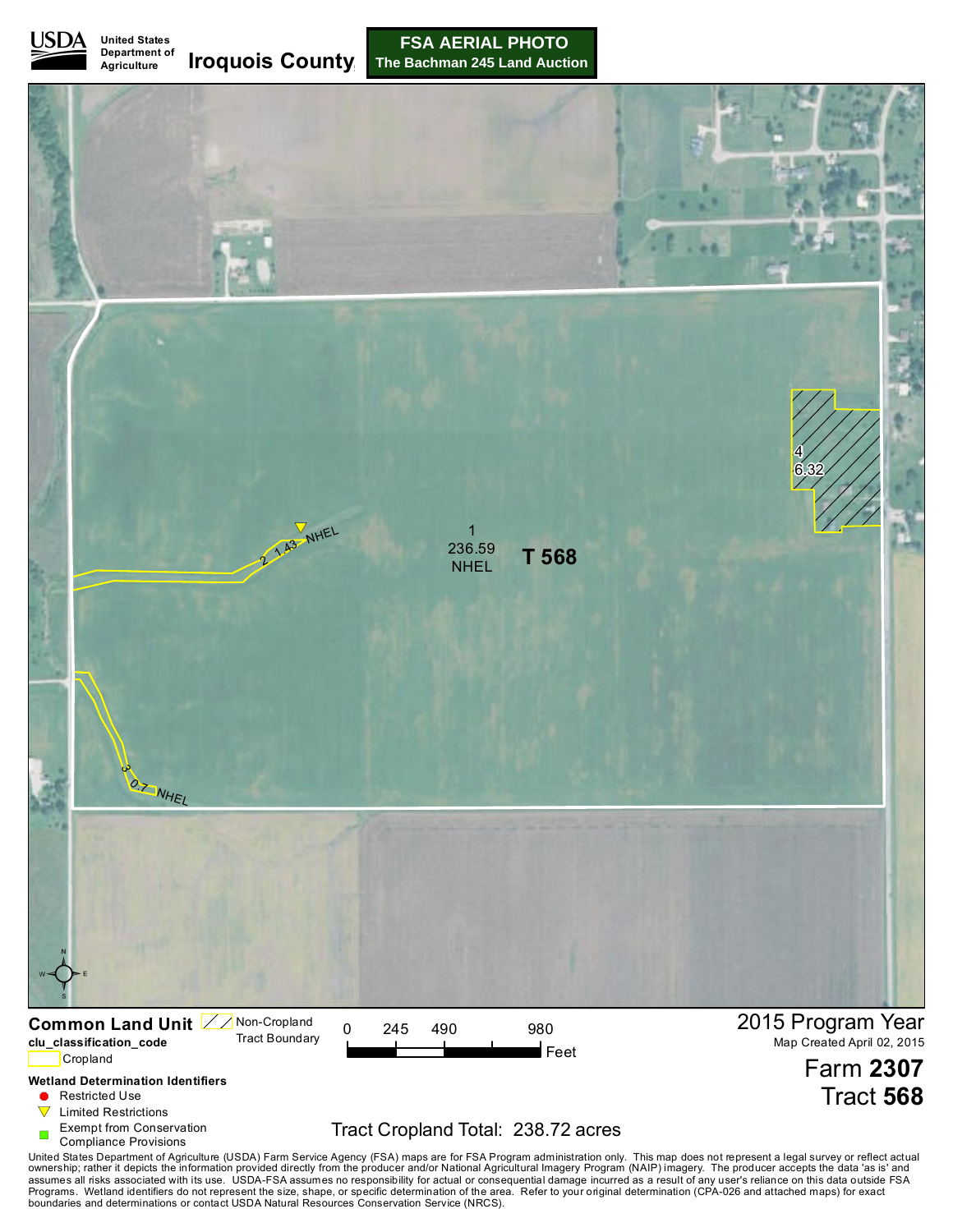USDA United States Department of Agriculture **Iroquois County**

**FSA AERIAL PHOTO**
**The Bachman 245 Land Auction**

4
6.32

1
236.59
NHEL

**T 568**

2 1.43 NHEL

3 0.7 NHEL

N
W E
S

**Common Land Unit**
**clu_classification_code**
Cropland
Non-Cropland
Tract Boundary

**Wetland Determination Identifiers**
- Restricted Use
- Limited Restrictions
- Exempt from Conservation Compliance Provisions

0 245 490 980 Feet

Tract Cropland Total: 238.72 acres

2015 Program Year
Map Created April 02, 2015

Farm **2307**
Tract **568**

United States Department of Agriculture (USDA) Farm Service Agency (FSA) maps are for FSA Program administration only. This map does not represent a legal survey or reflect actual ownership; rather it depicts the information provided directly from the producer and/or National Agricultural Imagery Program (NAIP) imagery. The producer accepts the data 'as is' and assumes all risks associated with its use. USDA-FSA assumes no responsibility for actual or consequential damage incurred as a result of any user's reliance on this data outside FSA Programs. Wetland identifiers do not represent the size, shape, or specific determination of the area. Refer to your original determination (CPA-026 and attached maps) for exact boundaries and determinations or contact USDA Natural Resources Conservation Service (NRCS).